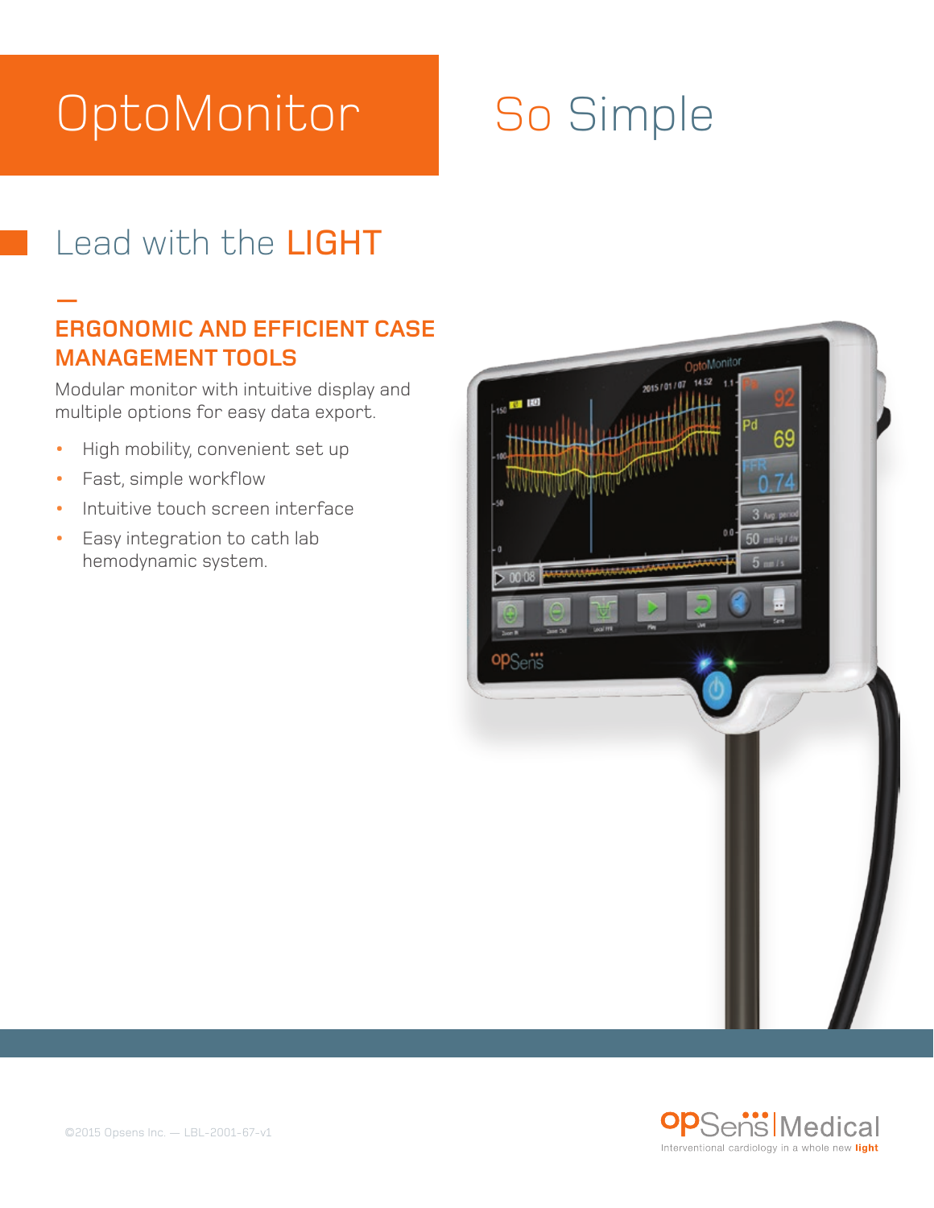# OptoMonitor So Simple

## Lead with the LIGHT

### ERGONOMIC AND EFFICIENT CASE MANAGEMENT TOOLS

Modular monitor with intuitive display and multiple options for easy data export.

- High mobility, convenient set up
- Fast, simple workflow
- Intuitive touch screen interface
- Easy integration to cath lab hemodynamic system.

©2015 Opsens Inc. — LBL-2001-67-v1

OpSens Medical
Interventional cardiology in a whole new light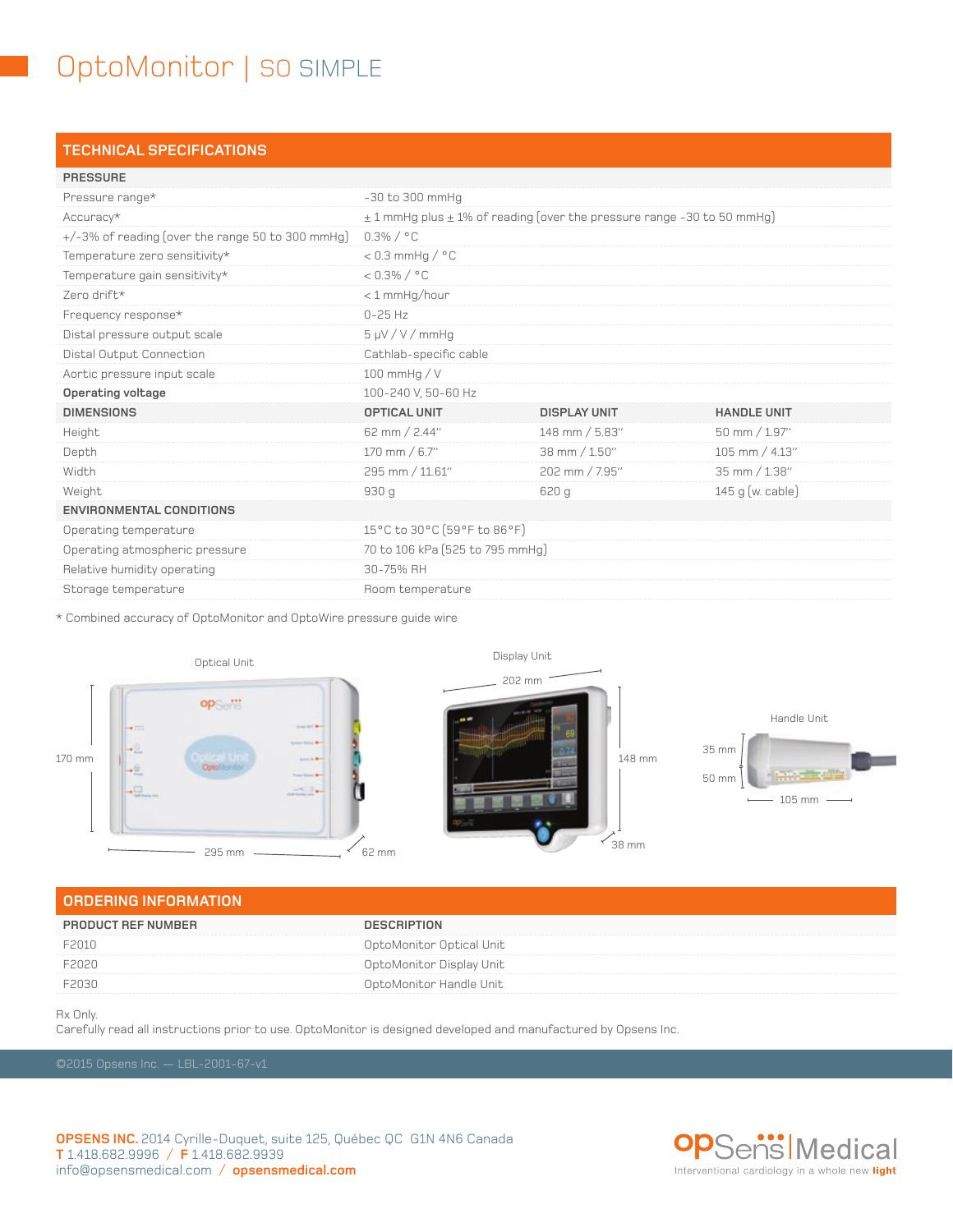# OptoMonitor | SO SIMPLE

## TECHNICAL SPECIFICATIONS

| PRESSURE | | | |
|---|---|---|---|
| Pressure range* | -30 to 300 mmHg | | |
| Accuracy* | ± 1 mmHg plus ± 1% of reading (over the pressure range -30 to 50 mmHg) | | |
| +/-3% of reading (over the range 50 to 300 mmHg) | 0.3% / °C | | |
| Temperature zero sensitivity* | < 0.3 mmHg / °C | | |
| Temperature gain sensitivity* | < 0.3% / °C | | |
| Zero drift* | < 1 mmHg/hour | | |
| Frequency response* | 0-25 Hz | | |
| Distal pressure output scale | 5 µV / V / mmHg | | |
| Distal Output Connection | Cathlab-specific cable | | |
| Aortic pressure input scale | 100 mmHg / V | | |
| **Operating voltage** | 100-240 V, 50-60 Hz | | |
| **DIMENSIONS** | **OPTICAL UNIT** | **DISPLAY UNIT** | **HANDLE UNIT** |
| Height | 62 mm / 2.44" | 148 mm / 5.83" | 50 mm / 1.97" |
| Depth | 170 mm / 6.7" | 38 mm / 1.50" | 105 mm / 4.13" |
| Width | 295 mm / 11.61" | 202 mm / 7.95" | 35 mm / 1.38" |
| Weight | 930 g | 620 g | 145 g (w. cable) |
| **ENVIRONMENTAL CONDITIONS** | | | |
| Operating temperature | 15°C to 30°C (59°F to 86°F) | | |
| Operating atmospheric pressure | 70 to 106 kPa (525 to 795 mmHg) | | |
| Relative humidity operating | 30-75% RH | | |
| Storage temperature | Room temperature | | |

\* Combined accuracy of OptoMonitor and OptoWire pressure guide wire

Optical Unit
170 mm
295 mm
62 mm

Display Unit
202 mm
148 mm
38 mm

Handle Unit
35 mm
50 mm
105 mm

## ORDERING INFORMATION

| PRODUCT REF NUMBER | DESCRIPTION |
|---|---|
| F2010 | OptoMonitor Optical Unit |
| F2020 | OptoMonitor Display Unit |
| F2030 | OptoMonitor Handle Unit |

Rx Only.
Carefully read all instructions prior to use. OptoMonitor is designed developed and manufactured by Opsens Inc.

©2015 Opsens Inc. — LBL-2001-67-v1

**OPSENS INC.** 2014 Cyrille-Duquet, suite 125, Québec QC G1N 4N6 Canada
**T** 1.418.682.9996 / **F** 1.418.682.9939
info@opsensmedical.com / **opsensmedical.com**

OpSens | Medical
Interventional cardiology in a whole new **light**